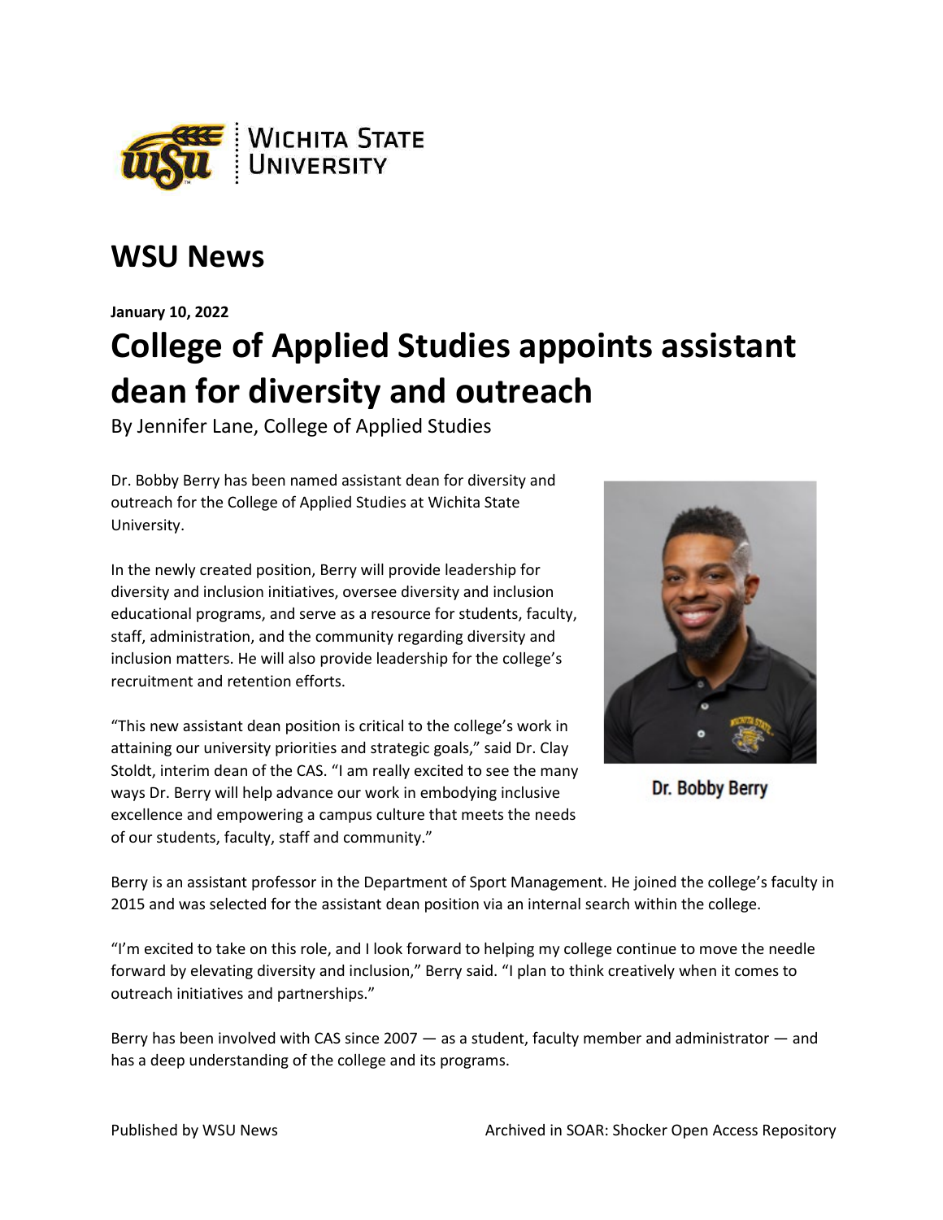Wichita State University

## WSU News

**January 10, 2022**

# College of Applied Studies appoints assistant dean for diversity and outreach

By Jennifer Lane, College of Applied Studies

Dr. Bobby Berry has been named assistant dean for diversity and outreach for the College of Applied Studies at Wichita State University.

In the newly created position, Berry will provide leadership for diversity and inclusion initiatives, oversee diversity and inclusion educational programs, and serve as a resource for students, faculty, staff, administration, and the community regarding diversity and inclusion matters. He will also provide leadership for the college's recruitment and retention efforts.

"This new assistant dean position is critical to the college's work in attaining our university priorities and strategic goals," said Dr. Clay Stoldt, interim dean of the CAS. "I am really excited to see the many ways Dr. Berry will help advance our work in embodying inclusive excellence and empowering a campus culture that meets the needs of our students, faculty, staff and community."

Dr. Bobby Berry

Berry is an assistant professor in the Department of Sport Management. He joined the college's faculty in 2015 and was selected for the assistant dean position via an internal search within the college.

"I'm excited to take on this role, and I look forward to helping my college continue to move the needle forward by elevating diversity and inclusion," Berry said. "I plan to think creatively when it comes to outreach initiatives and partnerships."

Berry has been involved with CAS since 2007 — as a student, faculty member and administrator — and has a deep understanding of the college and its programs.

Published by WSU News Archived in SOAR: Shocker Open Access Repository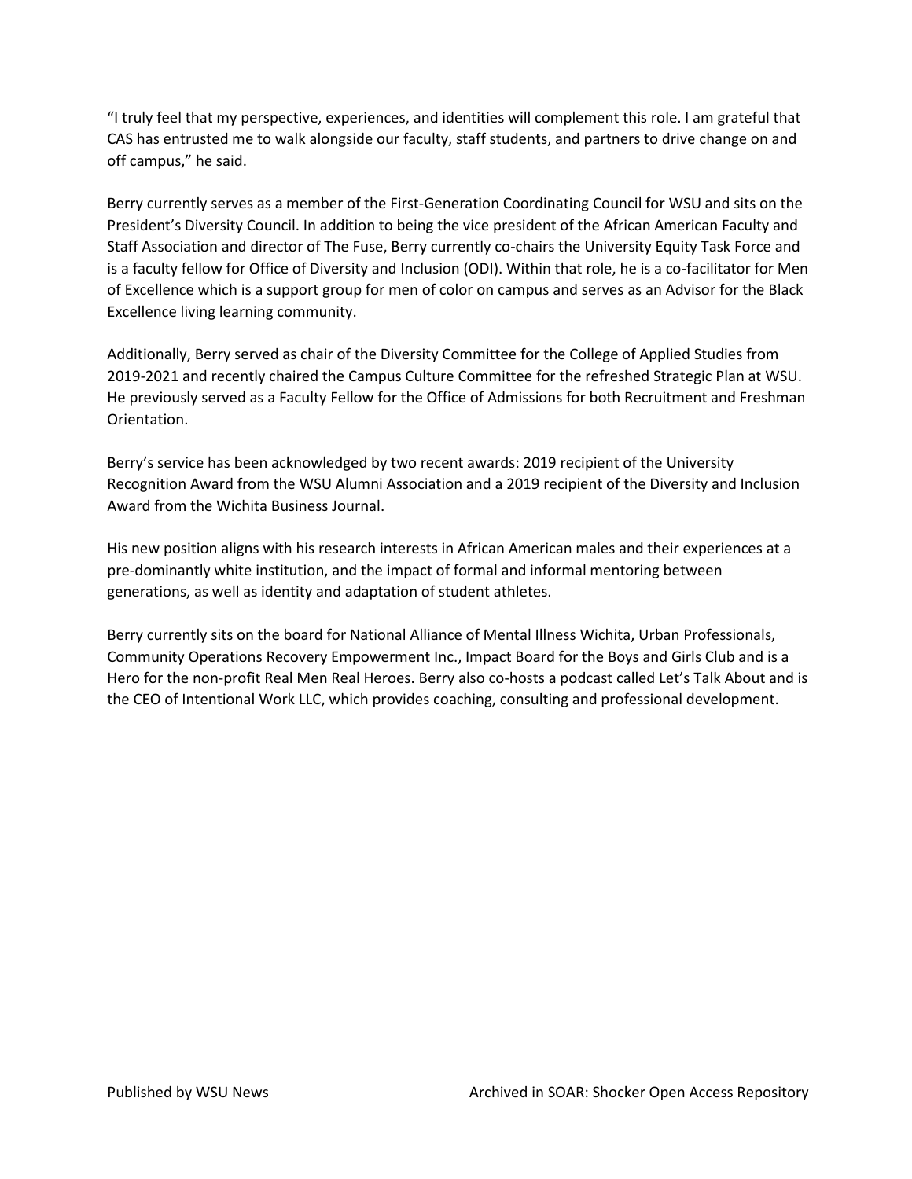"I truly feel that my perspective, experiences, and identities will complement this role. I am grateful that CAS has entrusted me to walk alongside our faculty, staff students, and partners to drive change on and off campus," he said.

Berry currently serves as a member of the First-Generation Coordinating Council for WSU and sits on the President's Diversity Council. In addition to being the vice president of the African American Faculty and Staff Association and director of The Fuse, Berry currently co-chairs the University Equity Task Force and is a faculty fellow for Office of Diversity and Inclusion (ODI). Within that role, he is a co-facilitator for Men of Excellence which is a support group for men of color on campus and serves as an Advisor for the Black Excellence living learning community.

Additionally, Berry served as chair of the Diversity Committee for the College of Applied Studies from 2019-2021 and recently chaired the Campus Culture Committee for the refreshed Strategic Plan at WSU. He previously served as a Faculty Fellow for the Office of Admissions for both Recruitment and Freshman Orientation.

Berry's service has been acknowledged by two recent awards: 2019 recipient of the University Recognition Award from the WSU Alumni Association and a 2019 recipient of the Diversity and Inclusion Award from the Wichita Business Journal.

His new position aligns with his research interests in African American males and their experiences at a pre-dominantly white institution, and the impact of formal and informal mentoring between generations, as well as identity and adaptation of student athletes.

Berry currently sits on the board for National Alliance of Mental Illness Wichita, Urban Professionals, Community Operations Recovery Empowerment Inc., Impact Board for the Boys and Girls Club and is a Hero for the non-profit Real Men Real Heroes. Berry also co-hosts a podcast called Let's Talk About and is the CEO of Intentional Work LLC, which provides coaching, consulting and professional development.